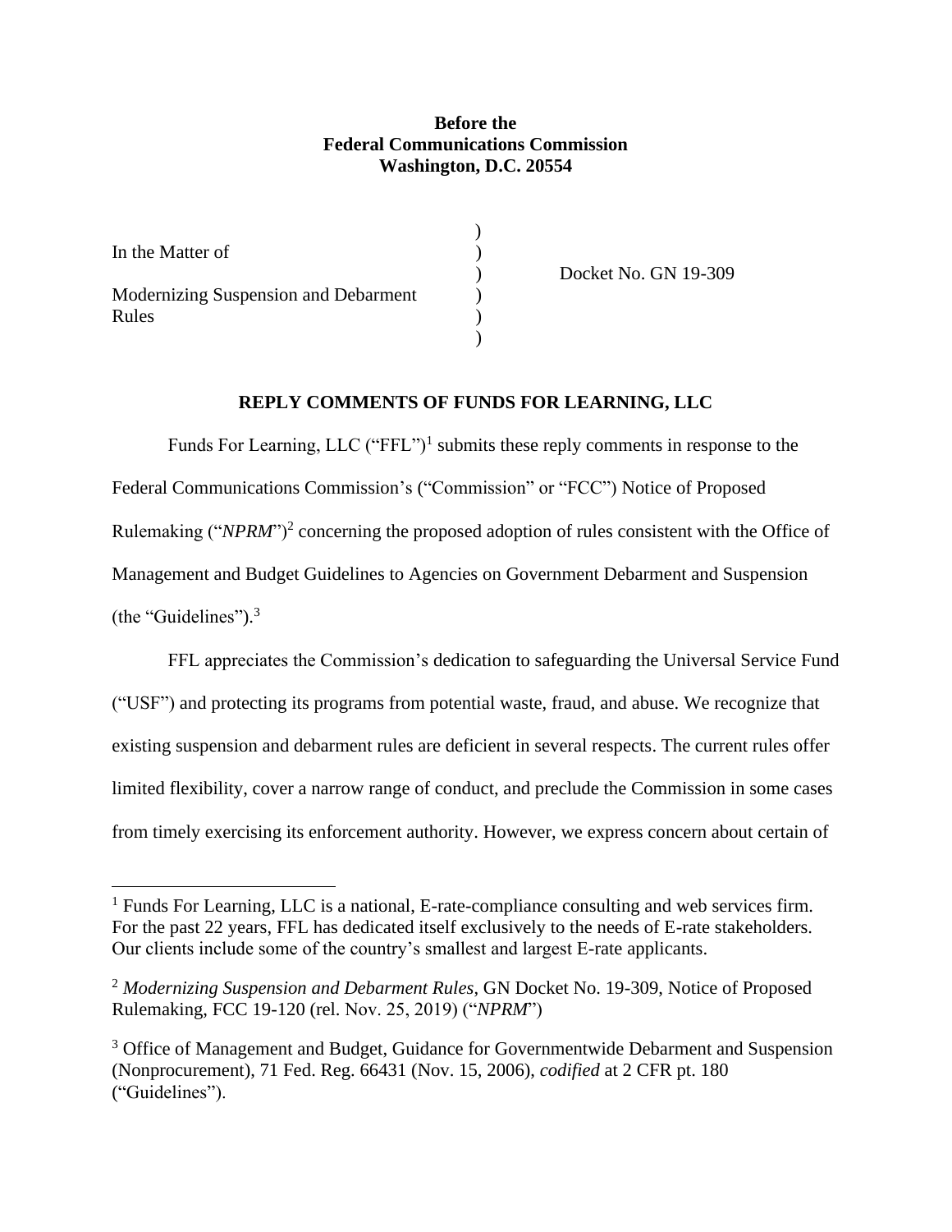**Before the**
**Federal Communications Commission**
**Washington, D.C. 20554**

| | | |
|---|---|---|
| In the Matter of | ) | |
| | ) | Docket No. GN 19-309 |
| Modernizing Suspension and Debarment Rules | ) | |

## REPLY COMMENTS OF FUNDS FOR LEARNING, LLC

Funds For Learning, LLC ("FFL")[1] submits these reply comments in response to the Federal Communications Commission's ("Commission" or "FCC") Notice of Proposed Rulemaking ("*NPRM*")[2] concerning the proposed adoption of rules consistent with the Office of Management and Budget Guidelines to Agencies on Government Debarment and Suspension (the "Guidelines").[3]

FFL appreciates the Commission's dedication to safeguarding the Universal Service Fund ("USF") and protecting its programs from potential waste, fraud, and abuse. We recognize that existing suspension and debarment rules are deficient in several respects. The current rules offer limited flexibility, cover a narrow range of conduct, and preclude the Commission in some cases from timely exercising its enforcement authority. However, we express concern about certain of

---

[1] Funds For Learning, LLC is a national, E-rate-compliance consulting and web services firm. For the past 22 years, FFL has dedicated itself exclusively to the needs of E-rate stakeholders. Our clients include some of the country's smallest and largest E-rate applicants.

[2] *Modernizing Suspension and Debarment Rules*, GN Docket No. 19-309, Notice of Proposed Rulemaking, FCC 19-120 (rel. Nov. 25, 2019) ("*NPRM*")

[3] Office of Management and Budget, Guidance for Governmentwide Debarment and Suspension (Nonprocurement), 71 Fed. Reg. 66431 (Nov. 15, 2006), *codified* at 2 CFR pt. 180 ("Guidelines").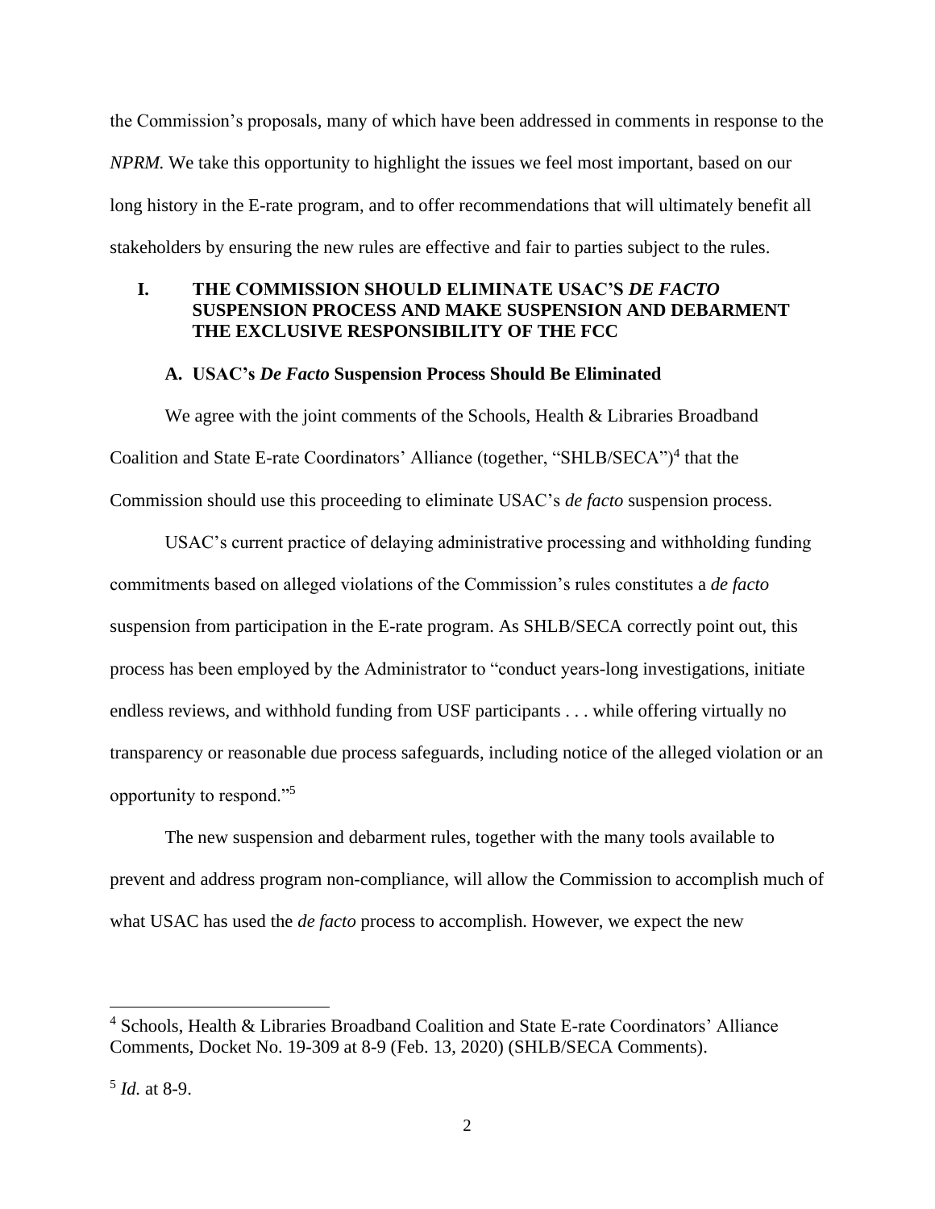the Commission's proposals, many of which have been addressed in comments in response to the *NPRM.* We take this opportunity to highlight the issues we feel most important, based on our long history in the E-rate program, and to offer recommendations that will ultimately benefit all stakeholders by ensuring the new rules are effective and fair to parties subject to the rules.

## I. THE COMMISSION SHOULD ELIMINATE USAC'S *DE FACTO* SUSPENSION PROCESS AND MAKE SUSPENSION AND DEBARMENT THE EXCLUSIVE RESPONSIBILITY OF THE FCC

### A. USAC's *De Facto* Suspension Process Should Be Eliminated

We agree with the joint comments of the Schools, Health & Libraries Broadband Coalition and State E-rate Coordinators' Alliance (together, "SHLB/SECA")[4] that the Commission should use this proceeding to eliminate USAC's *de facto* suspension process.

USAC's current practice of delaying administrative processing and withholding funding commitments based on alleged violations of the Commission's rules constitutes a *de facto* suspension from participation in the E-rate program. As SHLB/SECA correctly point out, this process has been employed by the Administrator to "conduct years-long investigations, initiate endless reviews, and withhold funding from USF participants . . . while offering virtually no transparency or reasonable due process safeguards, including notice of the alleged violation or an opportunity to respond."[5]

The new suspension and debarment rules, together with the many tools available to prevent and address program non-compliance, will allow the Commission to accomplish much of what USAC has used the *de facto* process to accomplish. However, we expect the new

---

[4] Schools, Health & Libraries Broadband Coalition and State E-rate Coordinators' Alliance Comments, Docket No. 19-309 at 8-9 (Feb. 13, 2020) (SHLB/SECA Comments).

[5] *Id.* at 8-9.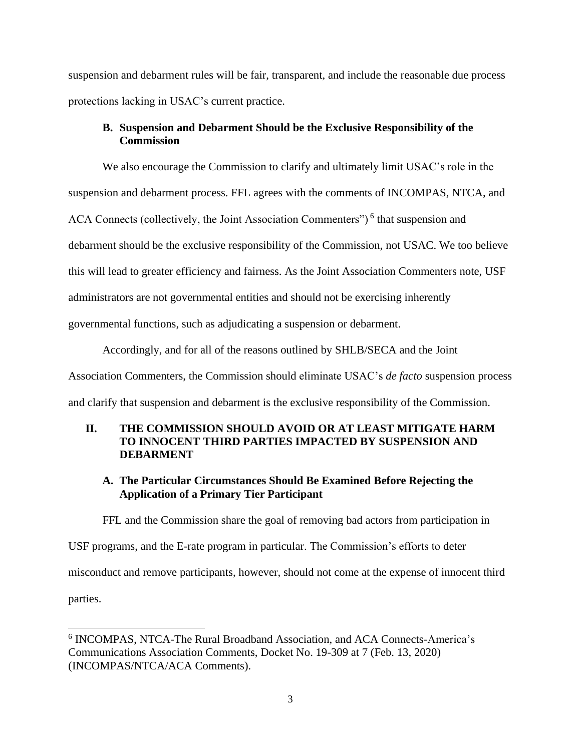suspension and debarment rules will be fair, transparent, and include the reasonable due process protections lacking in USAC's current practice.

### B. Suspension and Debarment Should be the Exclusive Responsibility of the Commission

We also encourage the Commission to clarify and ultimately limit USAC's role in the suspension and debarment process. FFL agrees with the comments of INCOMPAS, NTCA, and ACA Connects (collectively, the Joint Association Commenters")[6] that suspension and debarment should be the exclusive responsibility of the Commission, not USAC. We too believe this will lead to greater efficiency and fairness. As the Joint Association Commenters note, USF administrators are not governmental entities and should not be exercising inherently governmental functions, such as adjudicating a suspension or debarment.

Accordingly, and for all of the reasons outlined by SHLB/SECA and the Joint Association Commenters, the Commission should eliminate USAC's *de facto* suspension process and clarify that suspension and debarment is the exclusive responsibility of the Commission.

## II. THE COMMISSION SHOULD AVOID OR AT LEAST MITIGATE HARM TO INNOCENT THIRD PARTIES IMPACTED BY SUSPENSION AND DEBARMENT

### A. The Particular Circumstances Should Be Examined Before Rejecting the Application of a Primary Tier Participant

FFL and the Commission share the goal of removing bad actors from participation in USF programs, and the E-rate program in particular. The Commission's efforts to deter misconduct and remove participants, however, should not come at the expense of innocent third parties.

---

[6] INCOMPAS, NTCA-The Rural Broadband Association, and ACA Connects-America's Communications Association Comments, Docket No. 19-309 at 7 (Feb. 13, 2020) (INCOMPAS/NTCA/ACA Comments).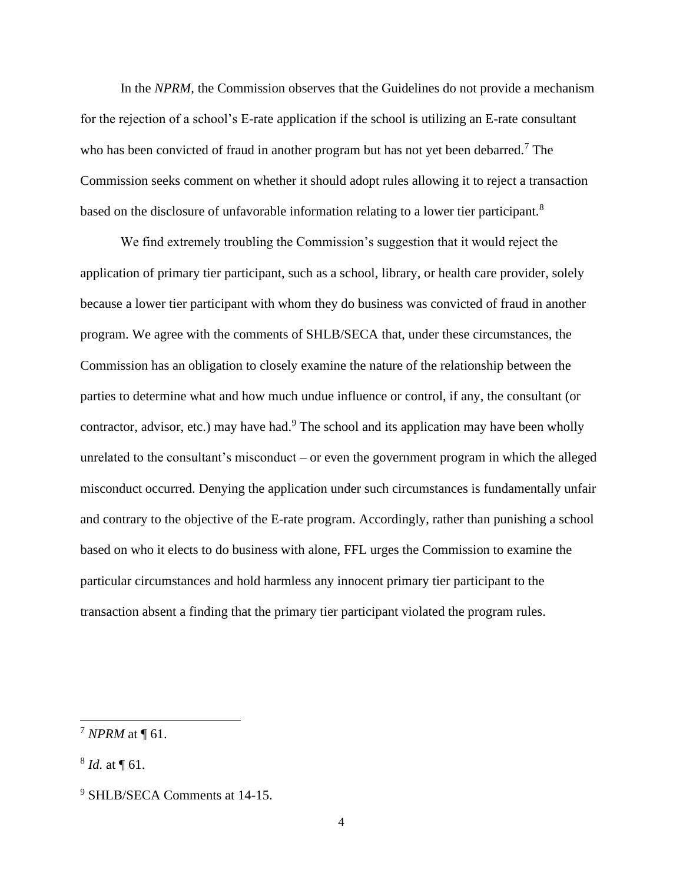In the *NPRM*, the Commission observes that the Guidelines do not provide a mechanism for the rejection of a school's E-rate application if the school is utilizing an E-rate consultant who has been convicted of fraud in another program but has not yet been debarred.[7] The Commission seeks comment on whether it should adopt rules allowing it to reject a transaction based on the disclosure of unfavorable information relating to a lower tier participant.[8]

We find extremely troubling the Commission's suggestion that it would reject the application of primary tier participant, such as a school, library, or health care provider, solely because a lower tier participant with whom they do business was convicted of fraud in another program. We agree with the comments of SHLB/SECA that, under these circumstances, the Commission has an obligation to closely examine the nature of the relationship between the parties to determine what and how much undue influence or control, if any, the consultant (or contractor, advisor, etc.) may have had.[9] The school and its application may have been wholly unrelated to the consultant's misconduct – or even the government program in which the alleged misconduct occurred. Denying the application under such circumstances is fundamentally unfair and contrary to the objective of the E-rate program. Accordingly, rather than punishing a school based on who it elects to do business with alone, FFL urges the Commission to examine the particular circumstances and hold harmless any innocent primary tier participant to the transaction absent a finding that the primary tier participant violated the program rules.

---

[7] *NPRM* at ¶ 61.

[8] *Id.* at ¶ 61.

[9] SHLB/SECA Comments at 14-15.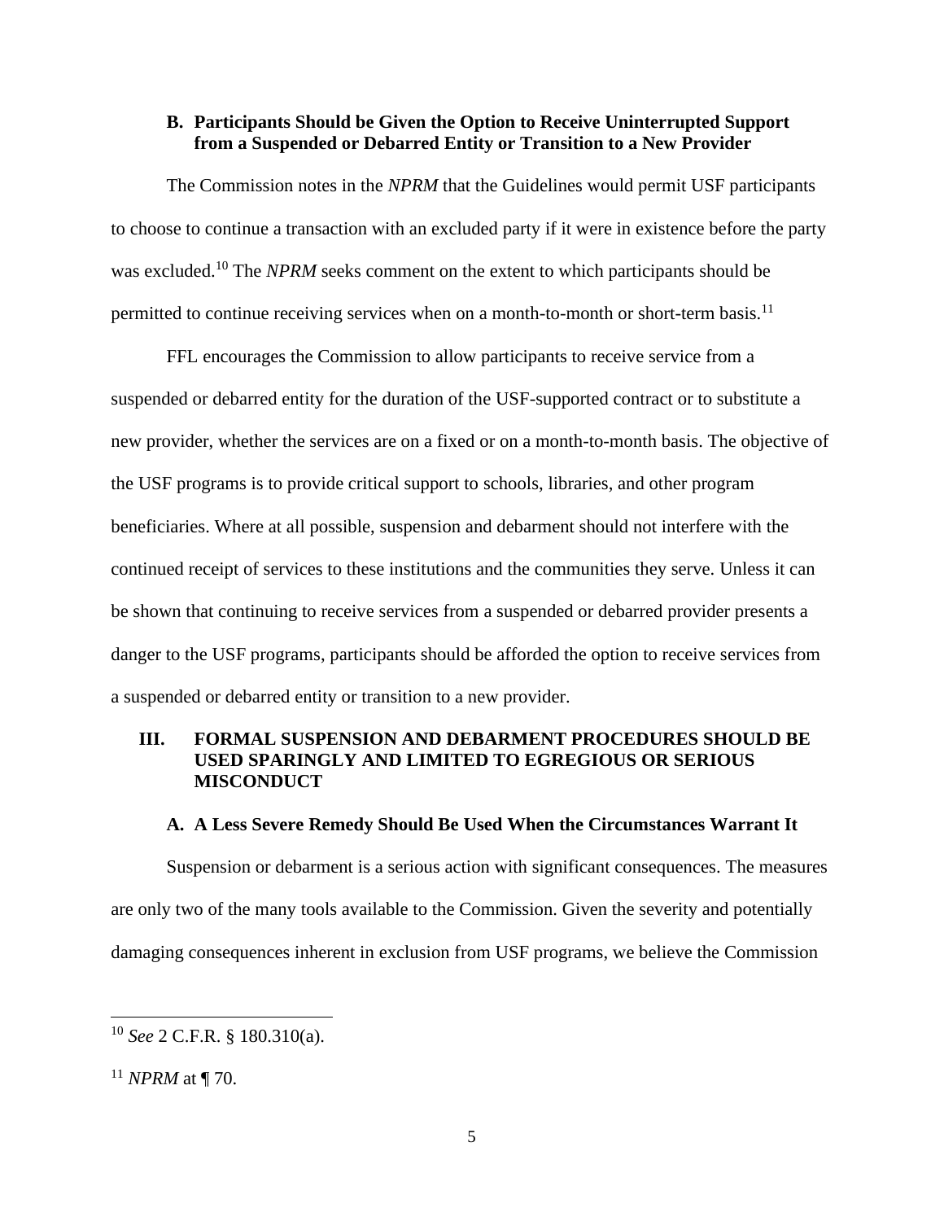### B. Participants Should be Given the Option to Receive Uninterrupted Support from a Suspended or Debarred Entity or Transition to a New Provider

The Commission notes in the *NPRM* that the Guidelines would permit USF participants to choose to continue a transaction with an excluded party if it were in existence before the party was excluded.[10] The *NPRM* seeks comment on the extent to which participants should be permitted to continue receiving services when on a month-to-month or short-term basis.[11]

FFL encourages the Commission to allow participants to receive service from a suspended or debarred entity for the duration of the USF-supported contract or to substitute a new provider, whether the services are on a fixed or on a month-to-month basis. The objective of the USF programs is to provide critical support to schools, libraries, and other program beneficiaries. Where at all possible, suspension and debarment should not interfere with the continued receipt of services to these institutions and the communities they serve. Unless it can be shown that continuing to receive services from a suspended or debarred provider presents a danger to the USF programs, participants should be afforded the option to receive services from a suspended or debarred entity or transition to a new provider.

## III. FORMAL SUSPENSION AND DEBARMENT PROCEDURES SHOULD BE USED SPARINGLY AND LIMITED TO EGREGIOUS OR SERIOUS MISCONDUCT

### A. A Less Severe Remedy Should Be Used When the Circumstances Warrant It

Suspension or debarment is a serious action with significant consequences. The measures are only two of the many tools available to the Commission. Given the severity and potentially damaging consequences inherent in exclusion from USF programs, we believe the Commission

---

[10] *See* 2 C.F.R. § 180.310(a).

[11] *NPRM* at ¶ 70.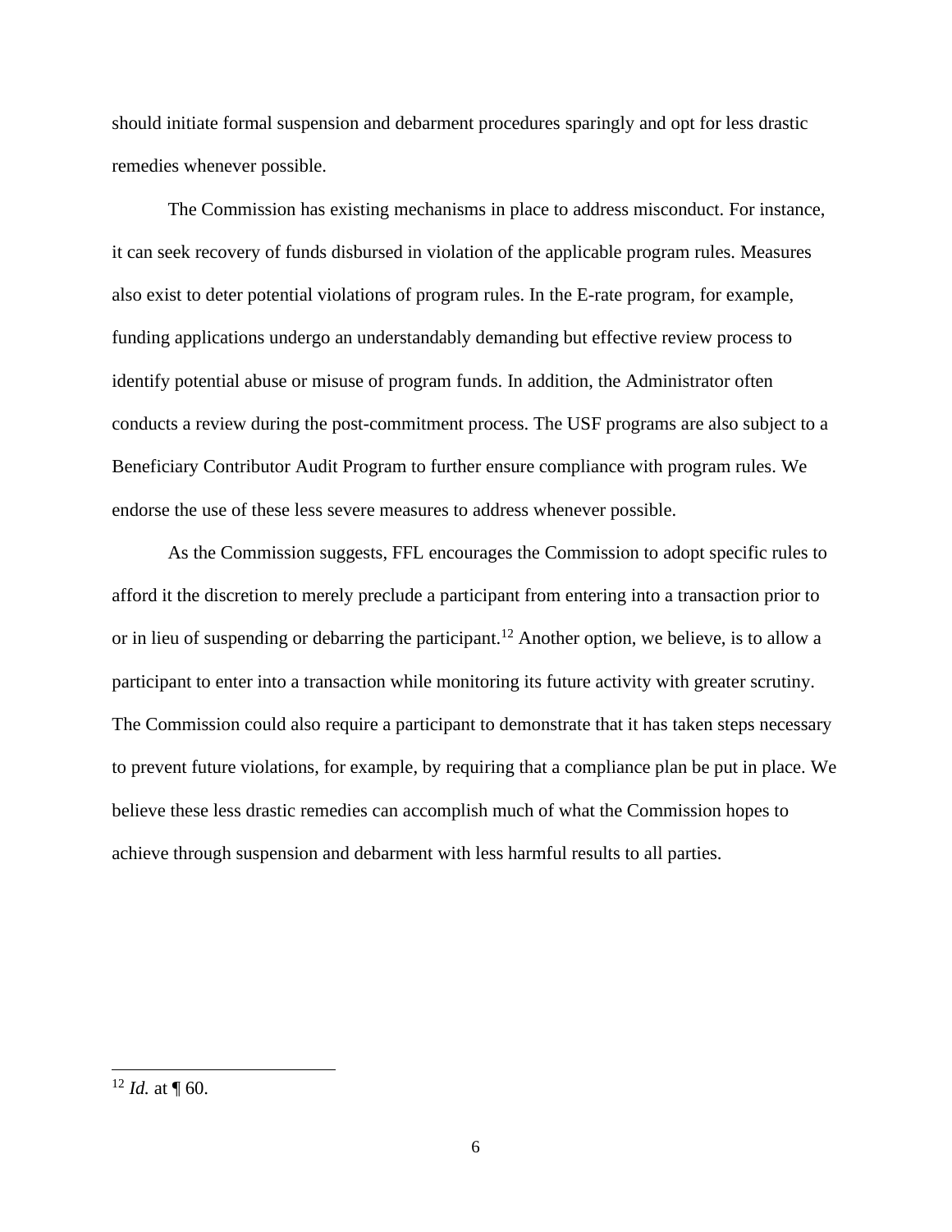should initiate formal suspension and debarment procedures sparingly and opt for less drastic remedies whenever possible.

The Commission has existing mechanisms in place to address misconduct. For instance, it can seek recovery of funds disbursed in violation of the applicable program rules. Measures also exist to deter potential violations of program rules. In the E-rate program, for example, funding applications undergo an understandably demanding but effective review process to identify potential abuse or misuse of program funds. In addition, the Administrator often conducts a review during the post-commitment process. The USF programs are also subject to a Beneficiary Contributor Audit Program to further ensure compliance with program rules. We endorse the use of these less severe measures to address whenever possible.

As the Commission suggests, FFL encourages the Commission to adopt specific rules to afford it the discretion to merely preclude a participant from entering into a transaction prior to or in lieu of suspending or debarring the participant.[12] Another option, we believe, is to allow a participant to enter into a transaction while monitoring its future activity with greater scrutiny. The Commission could also require a participant to demonstrate that it has taken steps necessary to prevent future violations, for example, by requiring that a compliance plan be put in place. We believe these less drastic remedies can accomplish much of what the Commission hopes to achieve through suspension and debarment with less harmful results to all parties.

---

[12] *Id.* at ¶ 60.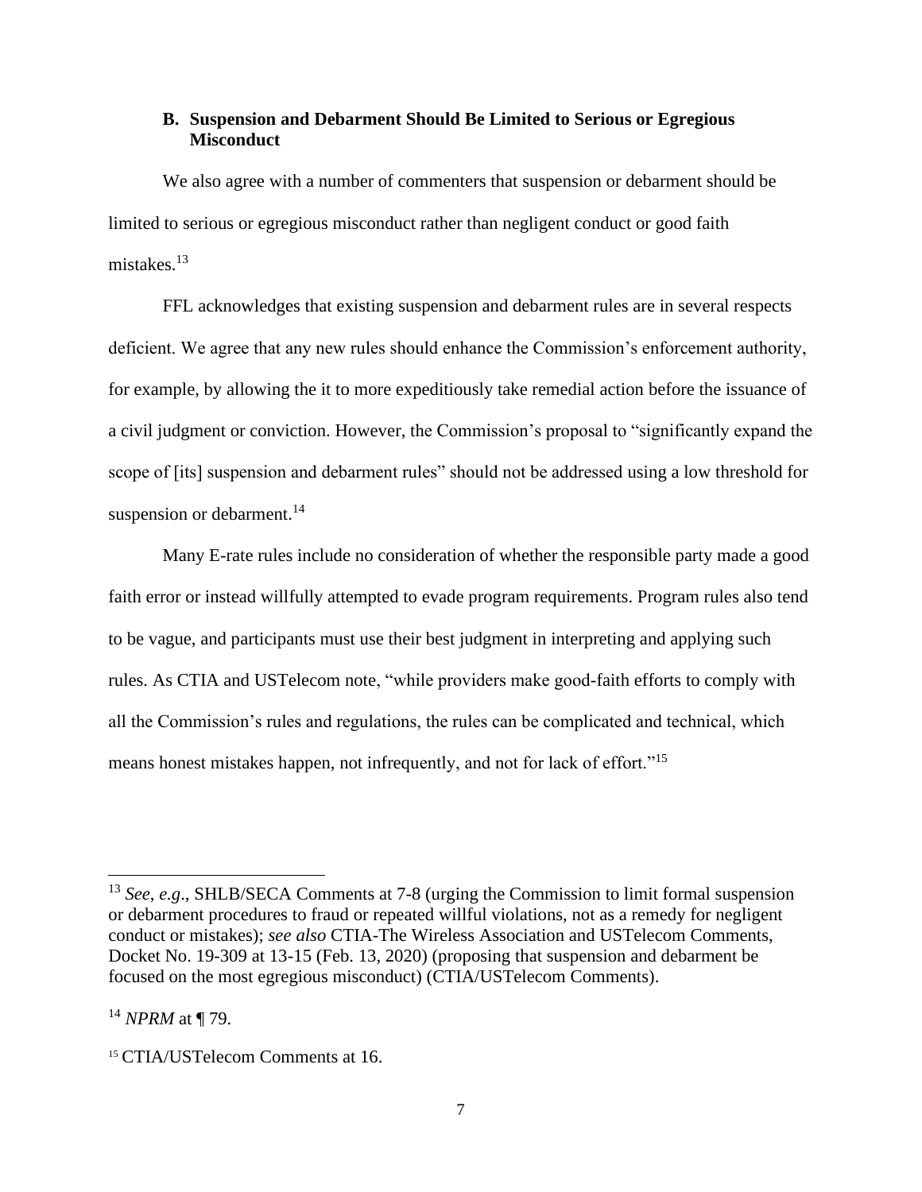### B. Suspension and Debarment Should Be Limited to Serious or Egregious Misconduct

We also agree with a number of commenters that suspension or debarment should be limited to serious or egregious misconduct rather than negligent conduct or good faith mistakes.[13]

FFL acknowledges that existing suspension and debarment rules are in several respects deficient. We agree that any new rules should enhance the Commission's enforcement authority, for example, by allowing the it to more expeditiously take remedial action before the issuance of a civil judgment or conviction. However, the Commission's proposal to "significantly expand the scope of [its] suspension and debarment rules" should not be addressed using a low threshold for suspension or debarment.[14]

Many E-rate rules include no consideration of whether the responsible party made a good faith error or instead willfully attempted to evade program requirements. Program rules also tend to be vague, and participants must use their best judgment in interpreting and applying such rules. As CTIA and USTelecom note, "while providers make good-faith efforts to comply with all the Commission's rules and regulations, the rules can be complicated and technical, which means honest mistakes happen, not infrequently, and not for lack of effort."[15]

---

[13] *See, e.g*., SHLB/SECA Comments at 7-8 (urging the Commission to limit formal suspension or debarment procedures to fraud or repeated willful violations, not as a remedy for negligent conduct or mistakes); *see also* CTIA-The Wireless Association and USTelecom Comments, Docket No. 19-309 at 13-15 (Feb. 13, 2020) (proposing that suspension and debarment be focused on the most egregious misconduct) (CTIA/USTelecom Comments).

[14] *NPRM* at ¶ 79.

[15] CTIA/USTelecom Comments at 16.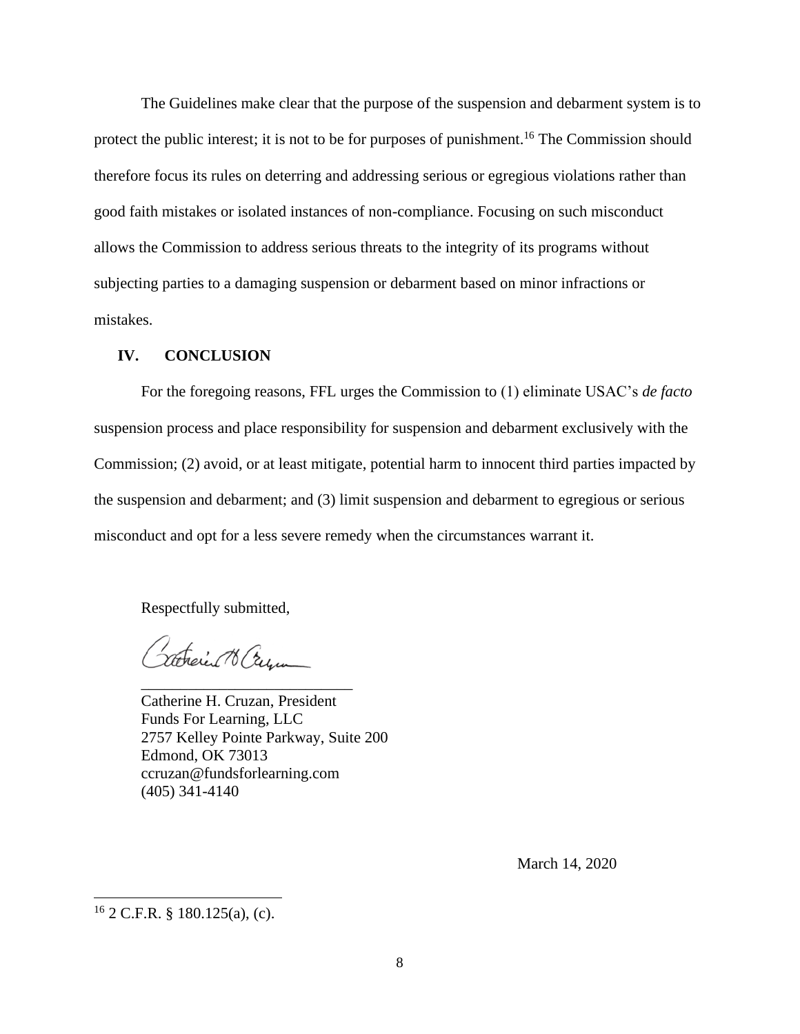The Guidelines make clear that the purpose of the suspension and debarment system is to protect the public interest; it is not to be for purposes of punishment.[16] The Commission should therefore focus its rules on deterring and addressing serious or egregious violations rather than good faith mistakes or isolated instances of non-compliance. Focusing on such misconduct allows the Commission to address serious threats to the integrity of its programs without subjecting parties to a damaging suspension or debarment based on minor infractions or mistakes.

## IV. CONCLUSION

For the foregoing reasons, FFL urges the Commission to (1) eliminate USAC's *de facto* suspension process and place responsibility for suspension and debarment exclusively with the Commission; (2) avoid, or at least mitigate, potential harm to innocent third parties impacted by the suspension and debarment; and (3) limit suspension and debarment to egregious or serious misconduct and opt for a less severe remedy when the circumstances warrant it.

Respectfully submitted,

___________________________

Catherine H. Cruzan, President
Funds For Learning, LLC
2757 Kelley Pointe Parkway, Suite 200
Edmond, OK 73013
ccruzan@fundsforlearning.com
(405) 341-4140

March 14, 2020

---

[16] 2 C.F.R. § 180.125(a), (c).